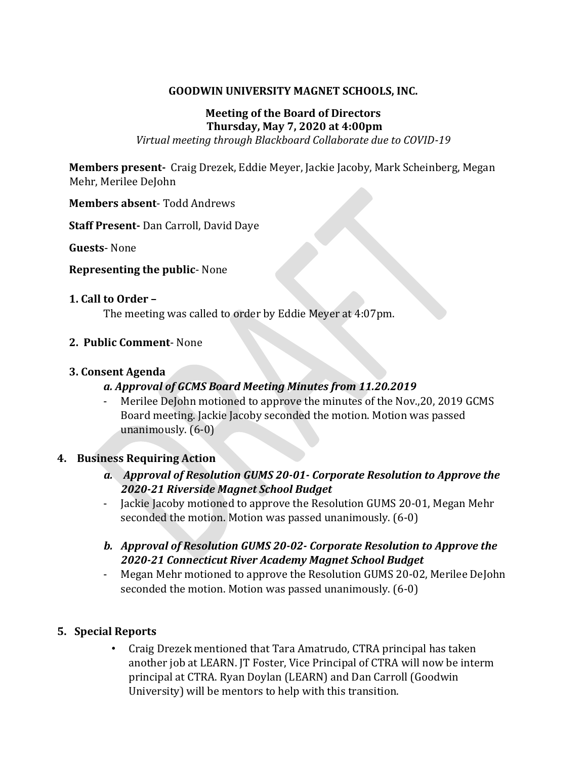**GOODWIN UNIVERSITY MAGNET SCHOOLS, INC.**

**Meeting of the Board of Directors**
**Thursday, May 7, 2020 at 4:00pm**
*Virtual meeting through Blackboard Collaborate due to COVID-19*

**Members present-** Craig Drezek, Eddie Meyer, Jackie Jacoby, Mark Scheinberg, Megan Mehr, Merilee DeJohn

**Members absent**- Todd Andrews

**Staff Present-** Dan Carroll, David Daye

**Guests**- None

**Representing the public**- None

**1. Call to Order –**

The meeting was called to order by Eddie Meyer at 4:07pm.

**2. Public Comment**- None

**3. Consent Agenda**

***a. Approval of GCMS Board Meeting Minutes from 11.20.2019***

- Merilee DeJohn motioned to approve the minutes of the Nov.,20, 2019 GCMS Board meeting. Jackie Jacoby seconded the motion. Motion was passed unanimously. (6-0)

**4. Business Requiring Action**

***a. Approval of Resolution GUMS 20-01- Corporate Resolution to Approve the 2020-21 Riverside Magnet School Budget***

- Jackie Jacoby motioned to approve the Resolution GUMS 20-01, Megan Mehr seconded the motion. Motion was passed unanimously. (6-0)

***b. Approval of Resolution GUMS 20-02- Corporate Resolution to Approve the 2020-21 Connecticut River Academy Magnet School Budget***

- Megan Mehr motioned to approve the Resolution GUMS 20-02, Merilee DeJohn seconded the motion. Motion was passed unanimously. (6-0)

**5. Special Reports**

- Craig Drezek mentioned that Tara Amatrudo, CTRA principal has taken another job at LEARN. JT Foster, Vice Principal of CTRA will now be interm principal at CTRA. Ryan Doylan (LEARN) and Dan Carroll (Goodwin University) will be mentors to help with this transition.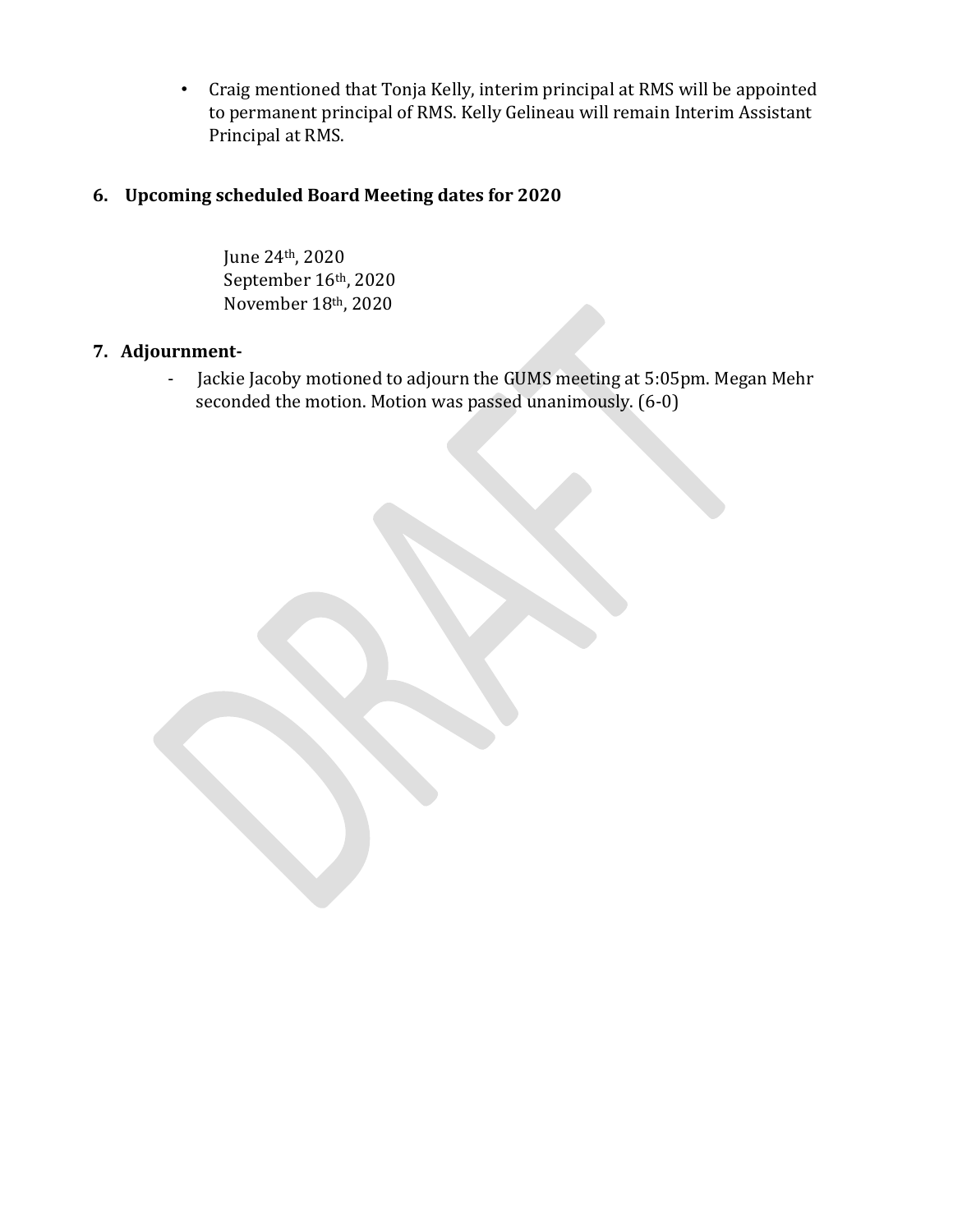- Craig mentioned that Tonja Kelly, interim principal at RMS will be appointed to permanent principal of RMS. Kelly Gelineau will remain Interim Assistant Principal at RMS.

**6. Upcoming scheduled Board Meeting dates for 2020**

June 24th, 2020
September 16th, 2020
November 18th, 2020

**7. Adjournment-**

- Jackie Jacoby motioned to adjourn the GUMS meeting at 5:05pm. Megan Mehr seconded the motion. Motion was passed unanimously. (6-0)